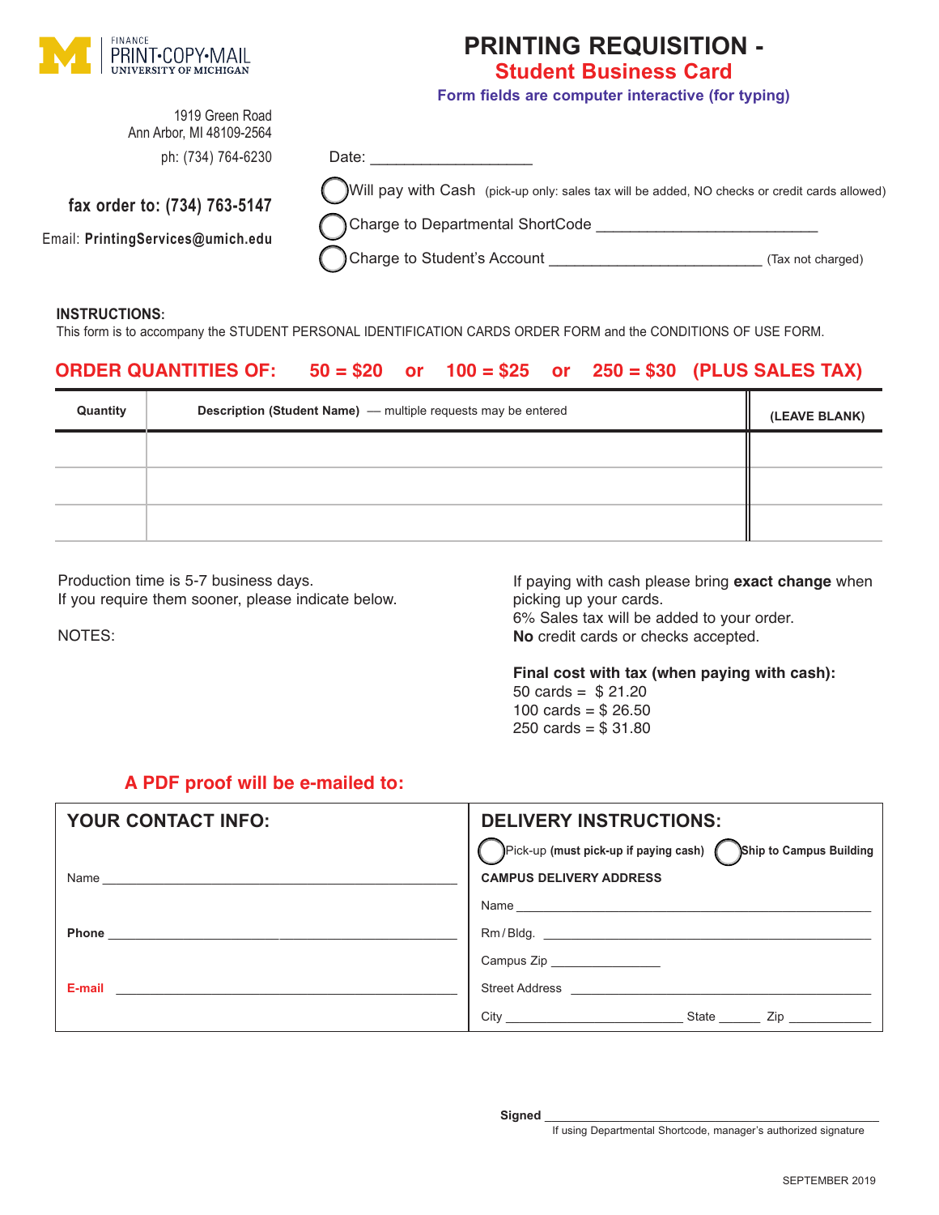FINANCE
PRINT·COPY·MAIL
UNIVERSITY OF MICHIGAN

1919 Green Road
Ann Arbor, MI 48109-2564
ph: (734) 764-6230

**fax order to: (734) 763-5147**

Email: **PrintingServices@umich.edu**

# PRINTING REQUISITION -
## Student Business Card

**Form fields are computer interactive (for typing)**

Date: ___________________

◯ Will pay with Cash (pick-up only: sales tax will be added, NO checks or credit cards allowed)

◯ Charge to Departmental ShortCode __________________________

◯ Charge to Student's Account _________________________ (Tax not charged)

**INSTRUCTIONS:**
This form is to accompany the STUDENT PERSONAL IDENTIFICATION CARDS ORDER FORM and the CONDITIONS OF USE FORM.

**ORDER QUANTITIES OF: 50 = $20 or 100 = $25 or 250 = $30 (PLUS SALES TAX)**

| Quantity | Description (Student Name) — multiple requests may be entered | (LEAVE BLANK) |
|---|---|---|
| | | |
| | | |
| | | |

Production time is 5-7 business days.
If you require them sooner, please indicate below.

NOTES:

If paying with cash please bring **exact change** when picking up your cards.
6% Sales tax will be added to your order.
**No** credit cards or checks accepted.

**Final cost with tax (when paying with cash):**
50 cards = $ 21.20
100 cards = $ 26.50
250 cards = $ 31.80

**A PDF proof will be e-mailed to:**

| YOUR CONTACT INFO: | DELIVERY INSTRUCTIONS: |
|---|---|
| | ◯ Pick-up **(must pick-up if paying cash)** ◯ **Ship to Campus Building** |
| | **CAMPUS DELIVERY ADDRESS** |
| Name ____________________ | Name ____________________ |
| | Rm / Bldg. ____________________ |
| **Phone** ____________________ | Campus Zip ______________ |
| **E-mail** ____________________ | Street Address ____________________ |
| | City ____________________ State ______ Zip ___________ |

**Signed** ________________________________________
If using Departmental Shortcode, manager's authorized signature

SEPTEMBER 2019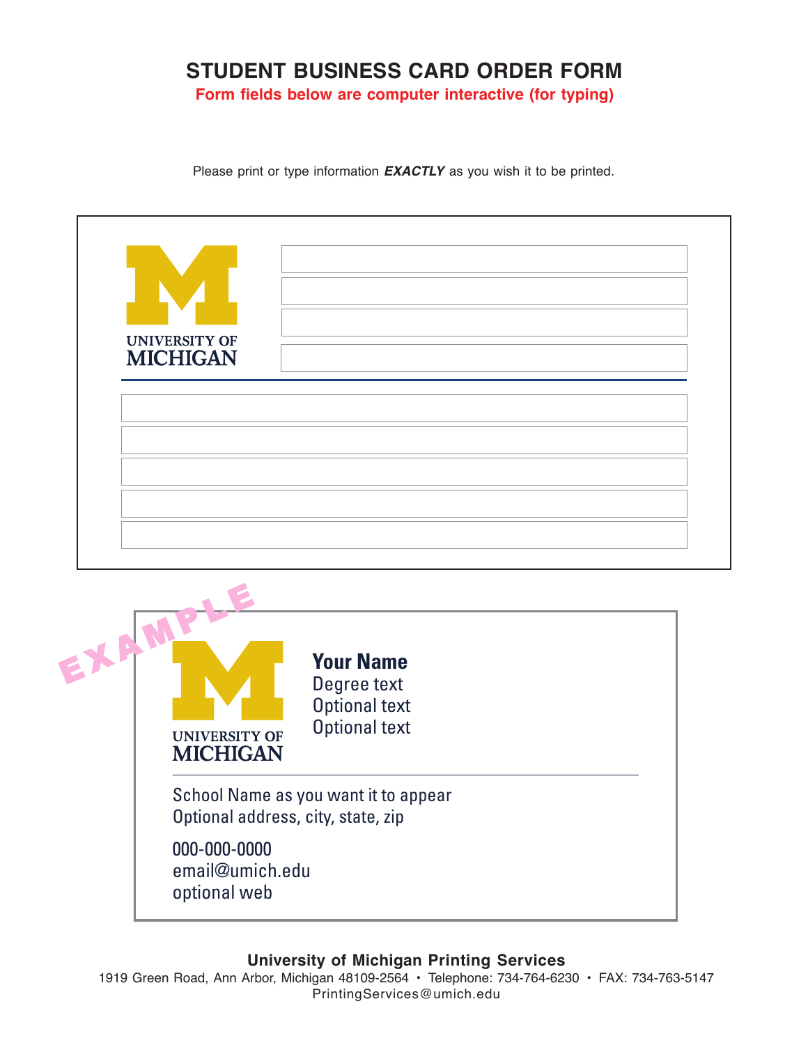# STUDENT BUSINESS CARD ORDER FORM

**Form fields below are computer interactive (for typing)**

Please print or type information ***EXACTLY*** as you wish it to be printed.

UNIVERSITY OF MICHIGAN

EXAMPLE

UNIVERSITY OF MICHIGAN

**Your Name**
Degree text
Optional text
Optional text

School Name as you want it to appear
Optional address, city, state, zip

000-000-0000
email@umich.edu
optional web

**University of Michigan Printing Services**
1919 Green Road, Ann Arbor, Michigan 48109-2564 • Telephone: 734-764-6230 • FAX: 734-763-5147
PrintingServices@umich.edu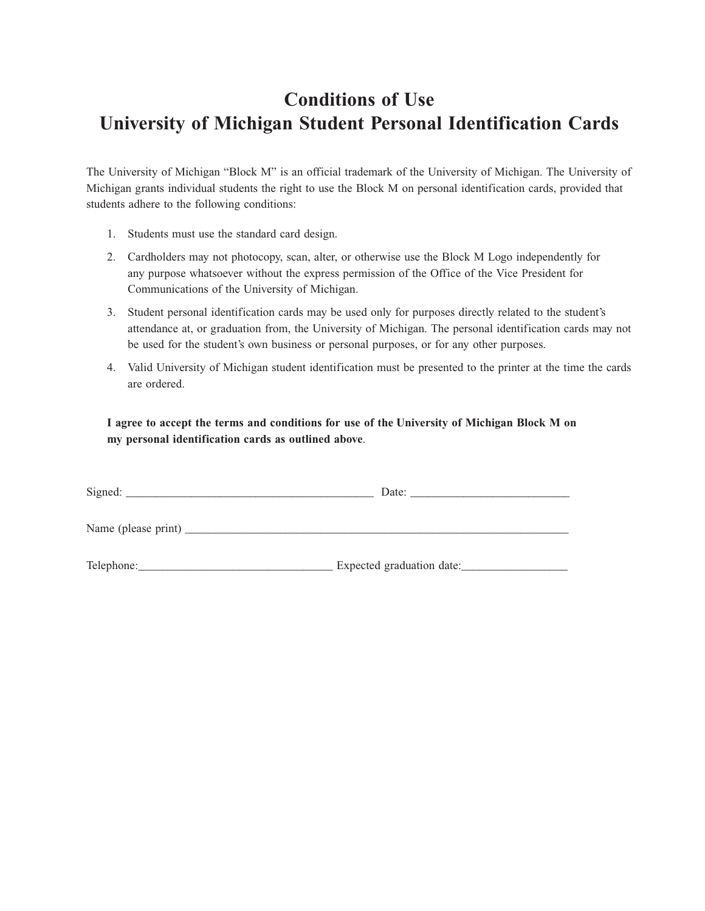# Conditions of Use
# University of Michigan Student Personal Identification Cards

The University of Michigan "Block M" is an official trademark of the University of Michigan. The University of Michigan grants individual students the right to use the Block M on personal identification cards, provided that students adhere to the following conditions:

1. Students must use the standard card design.
2. Cardholders may not photocopy, scan, alter, or otherwise use the Block M Logo independently for any purpose whatsoever without the express permission of the Office of the Vice President for Communications of the University of Michigan.
3. Student personal identification cards may be used only for purposes directly related to the student's attendance at, or graduation from, the University of Michigan. The personal identification cards may not be used for the student's own business or personal purposes, or for any other purposes.
4. Valid University of Michigan student identification must be presented to the printer at the time the cards are ordered.

**I agree to accept the terms and conditions for use of the University of Michigan Block M on my personal identification cards as outlined above**.

Signed: __________________________________________ Date: ___________________________

Name (please print) ___________________________________________________________________

Telephone:_________________________________ Expected graduation date:__________________